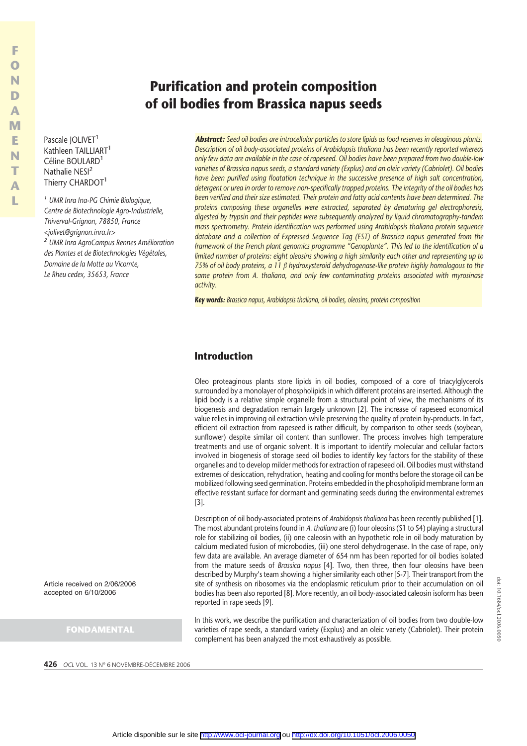# Purification and protein composition of oil bodies from Brassica napus seeds

Pascale JOLIVET[1]
Kathleen TAILLIART[1]
Céline BOULARD[1]
Nathalie NESI[2]
Thierry CHARDOT[1]

[1] UMR Inra Ina-PG Chimie Biologique, Centre de Biotechnologie Agro-Industrielle, Thiverval-Grignon, 78850, France
<jolivet@grignon.inra.fr>

[2] UMR Inra AgroCampus Rennes Amélioration des Plantes et de Biotechnologies Végétales, Domaine de la Motte au Vicomte, Le Rheu cedex, 35653, France

***Abstract:*** *Seed oil bodies are intracellular particles to store lipids as food reserves in oleaginous plants. Description of oil body-associated proteins of Arabidopsis thaliana has been recently reported whereas only few data are available in the case of rapeseed. Oil bodies have been prepared from two double-low varieties of Brassica napus seeds, a standard variety (Explus) and an oleic variety (Cabriolet). Oil bodies have been purified using floatation technique in the successive presence of high salt concentration, detergent or urea in order to remove non-specifically trapped proteins. The integrity of the oil bodies has been verified and their size estimated. Their protein and fatty acid contents have been determined. The proteins composing these organelles were extracted, separated by denaturing gel electrophoresis, digested by trypsin and their peptides were subsequently analyzed by liquid chromatography-tandem mass spectrometry. Protein identification was performed using Arabidopsis thaliana protein sequence database and a collection of Expressed Sequence Tag (EST) of Brassica napus generated from the framework of the French plant genomics programme "Genoplante". This led to the identification of a limited number of proteins: eight oleosins showing a high similarity each other and representing up to 75% of oil body proteins, a 11 β hydroxysteroid dehydrogenase-like protein highly homologous to the same protein from A. thaliana, and only few contaminating proteins associated with myrosinase activity.*

***Key words:*** *Brassica napus, Arabidopsis thaliana, oil bodies, oleosins, protein composition*

Article received on 2/06/2006
accepted on 6/10/2006

## Introduction

Oleo proteaginous plants store lipids in oil bodies, composed of a core of triacylglycerols surrounded by a monolayer of phospholipids in which different proteins are inserted. Although the lipid body is a relative simple organelle from a structural point of view, the mechanisms of its biogenesis and degradation remain largely unknown [2]. The increase of rapeseed economical value relies in improving oil extraction while preserving the quality of protein by-products. In fact, efficient oil extraction from rapeseed is rather difficult, by comparison to other seeds (soybean, sunflower) despite similar oil content than sunflower. The process involves high temperature treatments and use of organic solvent. It is important to identify molecular and cellular factors involved in biogenesis of storage seed oil bodies to identify key factors for the stability of these organelles and to develop milder methods for extraction of rapeseed oil. Oil bodies must withstand extremes of desiccation, rehydration, heating and cooling for months before the storage oil can be mobilized following seed germination. Proteins embedded in the phospholipid membrane form an effective resistant surface for dormant and germinating seeds during the environmental extremes [3].

Description of oil body-associated proteins of *Arabidopsis thaliana* has been recently published [1]. The most abundant proteins found in *A. thaliana* are (i) four oleosins (S1 to S4) playing a structural role for stabilizing oil bodies, (ii) one caleosin with an hypothetic role in oil body maturation by calcium mediated fusion of microbodies, (iii) one sterol dehydrogenase. In the case of rape, only few data are available. An average diameter of 654 nm has been reported for oil bodies isolated from the mature seeds of *Brassica napus* [4]. Two, then three, then four oleosins have been described by Murphy's team showing a higher similarity each other [5-7]. Their transport from the site of synthesis on ribosomes via the endoplasmic reticulum prior to their accumulation on oil bodies has been also reported [8]. More recently, an oil body-associated caleosin isoform has been reported in rape seeds [9].

In this work, we describe the purification and characterization of oil bodies from two double-low varieties of rape seeds, a standard variety (Explus) and an oleic variety (Cabriolet). Their protein complement has been analyzed the most exhaustively as possible.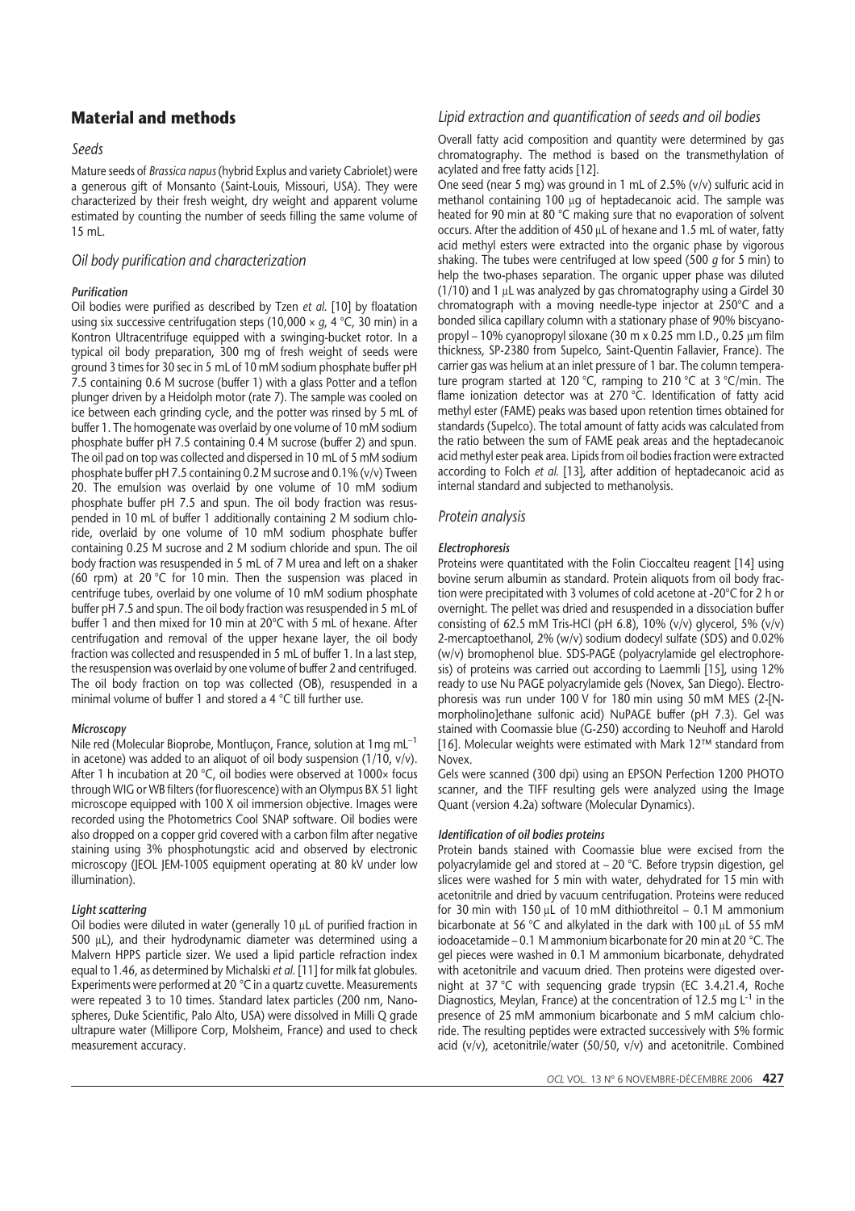## Material and methods

### Seeds

Mature seeds of *Brassica napus* (hybrid Explus and variety Cabriolet) were a generous gift of Monsanto (Saint-Louis, Missouri, USA). They were characterized by their fresh weight, dry weight and apparent volume estimated by counting the number of seeds filling the same volume of 15 mL.

### Oil body purification and characterization

#### *Purification*

Oil bodies were purified as described by Tzen *et al.* [10] by floatation using six successive centrifugation steps (10,000 × *g*, 4 °C, 30 min) in a Kontron Ultracentrifuge equipped with a swinging-bucket rotor. In a typical oil body preparation, 300 mg of fresh weight of seeds were ground 3 times for 30 sec in 5 mL of 10 mM sodium phosphate buffer pH 7.5 containing 0.6 M sucrose (buffer 1) with a glass Potter and a teflon plunger driven by a Heidolph motor (rate 7). The sample was cooled on ice between each grinding cycle, and the potter was rinsed by 5 mL of buffer 1. The homogenate was overlaid by one volume of 10 mM sodium phosphate buffer pH 7.5 containing 0.4 M sucrose (buffer 2) and spun. The oil pad on top was collected and dispersed in 10 mL of 5 mM sodium phosphate buffer pH 7.5 containing 0.2 M sucrose and 0.1% (v/v) Tween 20. The emulsion was overlaid by one volume of 10 mM sodium phosphate buffer pH 7.5 and spun. The oil body fraction was resuspended in 10 mL of buffer 1 additionally containing 2 M sodium chloride, overlaid by one volume of 10 mM sodium phosphate buffer containing 0.25 M sucrose and 2 M sodium chloride and spun. The oil body fraction was resuspended in 5 mL of 7 M urea and left on a shaker (60 rpm) at 20 °C for 10 min. Then the suspension was placed in centrifuge tubes, overlaid by one volume of 10 mM sodium phosphate buffer pH 7.5 and spun. The oil body fraction was resuspended in 5 mL of buffer 1 and then mixed for 10 min at 20°C with 5 mL of hexane. After centrifugation and removal of the upper hexane layer, the oil body fraction was collected and resuspended in 5 mL of buffer 1. In a last step, the resuspension was overlaid by one volume of buffer 2 and centrifuged. The oil body fraction on top was collected (OB), resuspended in a minimal volume of buffer 1 and stored a 4 °C till further use.

#### *Microscopy*

Nile red (Molecular Bioprobe, Montluçon, France, solution at 1mg $mL^{-1}$ in acetone) was added to an aliquot of oil body suspension (1/10, v/v). After 1 h incubation at 20 °C, oil bodies were observed at 1000× focus through WIG or WB filters (for fluorescence) with an Olympus BX 51 light microscope equipped with 100 X oil immersion objective. Images were recorded using the Photometrics Cool SNAP software. Oil bodies were also dropped on a copper grid covered with a carbon film after negative staining using 3% phosphotungstic acid and observed by electronic microscopy (JEOL JEM-100S equipment operating at 80 kV under low illumination).

#### *Light scattering*

Oil bodies were diluted in water (generally 10 µL of purified fraction in 500 µL), and their hydrodynamic diameter was determined using a Malvern HPPS particle sizer. We used a lipid particle refraction index equal to 1.46, as determined by Michalski *et al.* [11] for milk fat globules. Experiments were performed at 20 °C in a quartz cuvette. Measurements were repeated 3 to 10 times. Standard latex particles (200 nm, Nanospheres, Duke Scientific, Palo Alto, USA) were dissolved in Milli Q grade ultrapure water (Millipore Corp, Molsheim, France) and used to check measurement accuracy.

### Lipid extraction and quantification of seeds and oil bodies

Overall fatty acid composition and quantity were determined by gas chromatography. The method is based on the transmethylation of acylated and free fatty acids [12].

One seed (near 5 mg) was ground in 1 mL of 2.5% (v/v) sulfuric acid in methanol containing 100 µg of heptadecanoic acid. The sample was heated for 90 min at 80 °C making sure that no evaporation of solvent occurs. After the addition of 450 µL of hexane and 1.5 mL of water, fatty acid methyl esters were extracted into the organic phase by vigorous shaking. The tubes were centrifuged at low speed (500 *g* for 5 min) to help the two-phases separation. The organic upper phase was diluted (1/10) and 1 µL was analyzed by gas chromatography using a Girdel 30 chromatograph with a moving needle-type injector at 250°C and a bonded silica capillary column with a stationary phase of 90% biscyanopropyl – 10% cyanopropyl siloxane (30 m x 0.25 mm I.D., 0.25 µm film thickness, SP-2380 from Supelco, Saint-Quentin Fallavier, France). The carrier gas was helium at an inlet pressure of 1 bar. The column temperature program started at 120 °C, ramping to 210 °C at 3 °C/min. The flame ionization detector was at 270 °C. Identification of fatty acid methyl ester (FAME) peaks was based upon retention times obtained for standards (Supelco). The total amount of fatty acids was calculated from the ratio between the sum of FAME peak areas and the heptadecanoic acid methyl ester peak area. Lipids from oil bodies fraction were extracted according to Folch *et al.* [13], after addition of heptadecanoic acid as internal standard and subjected to methanolysis.

### Protein analysis

#### *Electrophoresis*

Proteins were quantitated with the Folin Cioccalteu reagent [14] using bovine serum albumin as standard. Protein aliquots from oil body fraction were precipitated with 3 volumes of cold acetone at -20°C for 2 h or overnight. The pellet was dried and resuspended in a dissociation buffer consisting of 62.5 mM Tris-HCl (pH 6.8), 10% (v/v) glycerol, 5% (v/v) 2-mercaptoethanol, 2% (w/v) sodium dodecyl sulfate (SDS) and 0.02% (w/v) bromophenol blue. SDS-PAGE (polyacrylamide gel electrophoresis) of proteins was carried out according to Laemmli [15], using 12% ready to use Nu PAGE polyacrylamide gels (Novex, San Diego). Electrophoresis was run under 100 V for 180 min using 50 mM MES (2-[N-morpholino]ethane sulfonic acid) NuPAGE buffer (pH 7.3). Gel was stained with Coomassie blue (G-250) according to Neuhoff and Harold [16]. Molecular weights were estimated with Mark 12™ standard from Novex.

Gels were scanned (300 dpi) using an EPSON Perfection 1200 PHOTO scanner, and the TIFF resulting gels were analyzed using the Image Quant (version 4.2a) software (Molecular Dynamics).

#### *Identification of oil bodies proteins*

Protein bands stained with Coomassie blue were excised from the polyacrylamide gel and stored at – 20 °C. Before trypsin digestion, gel slices were washed for 5 min with water, dehydrated for 15 min with acetonitrile and dried by vacuum centrifugation. Proteins were reduced for 30 min with 150 µL of 10 mM dithiothreitol – 0.1 M ammonium bicarbonate at 56 °C and alkylated in the dark with 100 µL of 55 mM iodoacetamide – 0.1 M ammonium bicarbonate for 20 min at 20 °C. The gel pieces were washed in 0.1 M ammonium bicarbonate, dehydrated with acetonitrile and vacuum dried. Then proteins were digested overnight at 37 °C with sequencing grade trypsin (EC 3.4.21.4, Roche Diagnostics, Meylan, France) at the concentration of 12.5 mg $L^{-1}$ in the presence of 25 mM ammonium bicarbonate and 5 mM calcium chloride. The resulting peptides were extracted successively with 5% formic acid (v/v), acetonitrile/water (50/50, v/v) and acetonitrile. Combined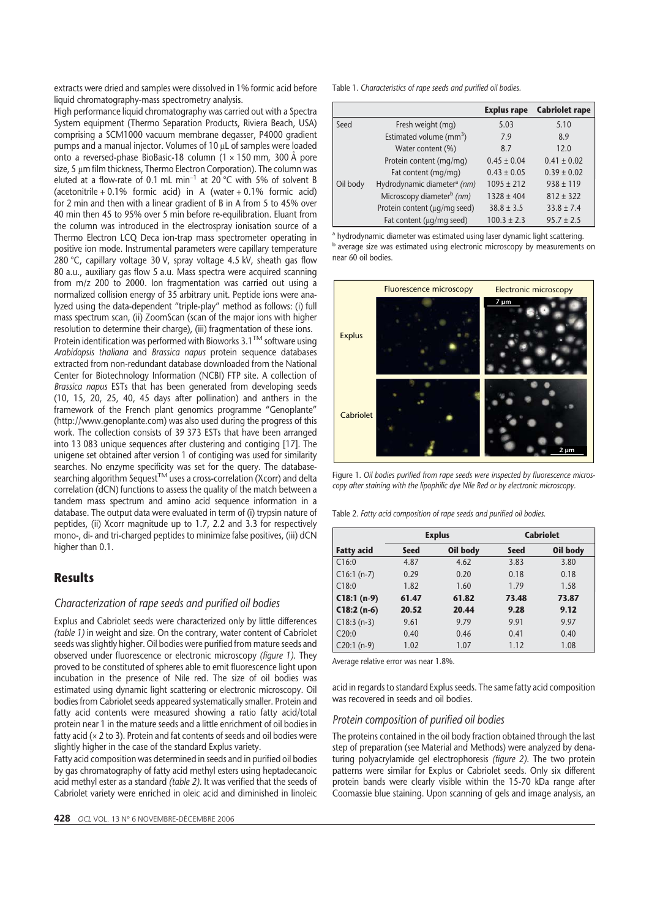extracts were dried and samples were dissolved in 1% formic acid before liquid chromatography-mass spectrometry analysis.

High performance liquid chromatography was carried out with a Spectra System equipment (Thermo Separation Products, Riviera Beach, USA) comprising a SCM1000 vacuum membrane degasser, P4000 gradient pumps and a manual injector. Volumes of 10 μL of samples were loaded onto a reversed-phase BioBasic-18 column (1 × 150 mm, 300 Å pore size, 5 μm film thickness, Thermo Electron Corporation). The column was eluted at a flow-rate of 0.1 mL min$^{-1}$ at 20 °C with 5% of solvent B (acetonitrile + 0.1% formic acid) in A (water + 0.1% formic acid) for 2 min and then with a linear gradient of B in A from 5 to 45% over 40 min then 45 to 95% over 5 min before re-equilibration. Eluant from the column was introduced in the electrospray ionisation source of a Thermo Electron LCQ Deca ion-trap mass spectrometer operating in positive ion mode. Instrumental parameters were capillary temperature 280 °C, capillary voltage 30 V, spray voltage 4.5 kV, sheath gas flow 80 a.u., auxiliary gas flow 5 a.u. Mass spectra were acquired scanning from m/z 200 to 2000. Ion fragmentation was carried out using a normalized collision energy of 35 arbitrary unit. Peptide ions were analyzed using the data-dependent "triple-play" method as follows: (i) full mass spectrum scan, (ii) ZoomScan (scan of the major ions with higher resolution to determine their charge), (iii) fragmentation of these ions.

Protein identification was performed with Bioworks 3.1™ software using *Arabidopsis thaliana* and *Brassica napus* protein sequence databases extracted from non-redundant database downloaded from the National Center for Biotechnology Information (NCBI) FTP site. A collection of *Brassica napus* ESTs that has been generated from developing seeds (10, 15, 20, 25, 40, 45 days after pollination) and anthers in the framework of the French plant genomics programme "Genoplante" (http://www.genoplante.com) was also used during the progress of this work. The collection consists of 39 373 ESTs that have been arranged into 13 083 unique sequences after clustering and contiging [17]. The unigene set obtained after version 1 of contiging was used for similarity searches. No enzyme specificity was set for the query. The database-searching algorithm Sequest™ uses a cross-correlation (Xcorr) and delta correlation (dCN) functions to assess the quality of the match between a tandem mass spectrum and amino acid sequence information in a database. The output data were evaluated in term of (i) trypsin nature of peptides, (ii) Xcorr magnitude up to 1.7, 2.2 and 3.3 for respectively mono-, di- and tri-charged peptides to minimize false positives, (iii) dCN higher than 0.1.

## Results

### *Characterization of rape seeds and purified oil bodies*

Explus and Cabriolet seeds were characterized only by little differences *(table 1)* in weight and size. On the contrary, water content of Cabriolet seeds was slightly higher. Oil bodies were purified from mature seeds and observed under fluorescence or electronic microscopy *(figure 1)*. They proved to be constituted of spheres able to emit fluorescence light upon incubation in the presence of Nile red. The size of oil bodies was estimated using dynamic light scattering or electronic microscopy. Oil bodies from Cabriolet seeds appeared systematically smaller. Protein and fatty acid contents were measured showing a ratio fatty acid/total protein near 1 in the mature seeds and a little enrichment of oil bodies in fatty acid (× 2 to 3). Protein and fat contents of seeds and oil bodies were slightly higher in the case of the standard Explus variety.

Fatty acid composition was determined in seeds and in purified oil bodies by gas chromatography of fatty acid methyl esters using heptadecanoic acid methyl ester as a standard *(table 2)*. It was verified that the seeds of Cabriolet variety were enriched in oleic acid and diminished in linoleic acid in regards to standard Explus seeds. The same fatty acid composition was recovered in seeds and oil bodies.

Table 1. *Characteristics of rape seeds and purified oil bodies.*

| | | **Explus rape** | **Cabriolet rape** |
|---|---|---|---|
| Seed | Fresh weight (mg) | 5.03 | 5.10 |
| | Estimated volume (mm$^3$) | 7.9 | 8.9 |
| | Water content (%) | 8.7 | 12.0 |
| | Protein content (mg/mg) | 0.45 ± 0.04 | 0.41 ± 0.02 |
| | Fat content (mg/mg) | 0.43 ± 0.05 | 0.39 ± 0.02 |
| Oil body | Hydrodynamic diameter[a] *(nm)* | 1095 ± 212 | 938 ± 119 |
| | Microscopy diameter[b] *(nm)* | 1328 ± 404 | 812 ± 322 |
| | Protein content (μg/mg seed) | 38.8 ± 3.5 | 33.8 ± 7.4 |
| | Fat content (μg/mg seed) | 100.3 ± 2.3 | 95.7 ± 2.5 |

[a] hydrodynamic diameter was estimated using laser dynamic light scattering.
[b] average size was estimated using electronic microscopy by measurements on near 60 oil bodies.

Figure 1. *Oil bodies purified from rape seeds were inspected by fluorescence microscopy after staining with the lipophilic dye Nile Red or by electronic microscopy.*

Table 2. *Fatty acid composition of rape seeds and purified oil bodies.*

| | **Explus** | | **Cabriolet** | |
|---|---|---|---|---|
| **Fatty acid** | **Seed** | **Oil body** | **Seed** | **Oil body** |
| C16:0 | 4.87 | 4.62 | 3.83 | 3.80 |
| C16:1 (n-7) | 0.29 | 0.20 | 0.18 | 0.18 |
| C18:0 | 1.82 | 1.60 | 1.79 | 1.58 |
| **C18:1 (n-9)** | **61.47** | **61.82** | **73.48** | **73.87** |
| **C18:2 (n-6)** | **20.52** | **20.44** | **9.28** | **9.12** |
| C18:3 (n-3) | 9.61 | 9.79 | 9.91 | 9.97 |
| C20:0 | 0.40 | 0.46 | 0.41 | 0.40 |
| C20:1 (n-9) | 1.02 | 1.07 | 1.12 | 1.08 |

Average relative error was near 1.8%.

### *Protein composition of purified oil bodies*

The proteins contained in the oil body fraction obtained through the last step of preparation (see Material and Methods) were analyzed by denaturing polyacrylamide gel electrophoresis *(figure 2)*. The two protein patterns were similar for Explus or Cabriolet seeds. Only six different protein bands were clearly visible within the 15-70 kDa range after Coomassie blue staining. Upon scanning of gels and image analysis, an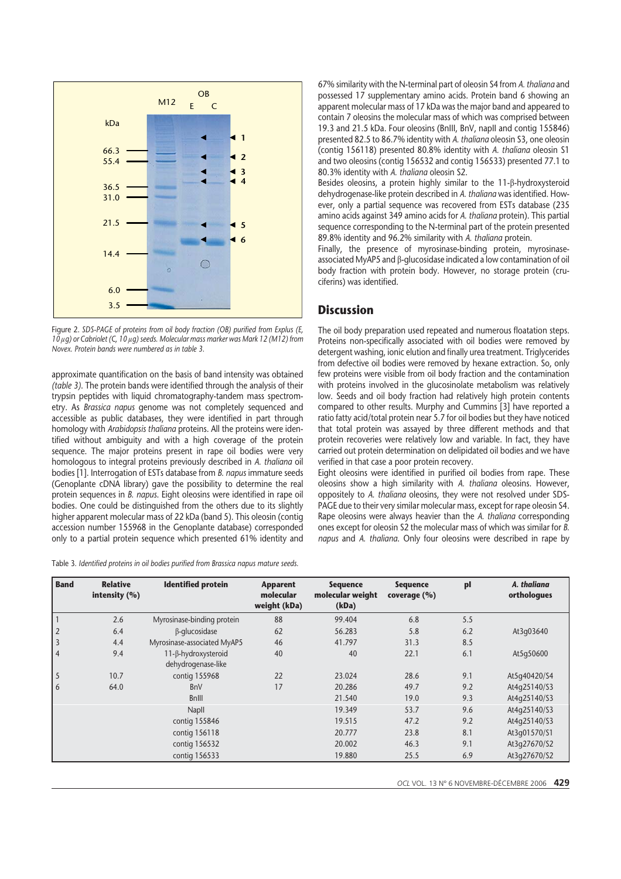Figure 2. *SDS-PAGE of proteins from oil body fraction (OB) purified from Explus (E, 10 μg) or Cabriolet (C, 10 μg) seeds. Molecular mass marker was Mark 12 (M12) from Novex. Protein bands were numbered as in table 3.*

approximate quantification on the basis of band intensity was obtained *(table 3)*. The protein bands were identified through the analysis of their trypsin peptides with liquid chromatography-tandem mass spectrometry. As *Brassica napus* genome was not completely sequenced and accessible as public databases, they were identified in part through homology with *Arabidopsis thaliana* proteins. All the proteins were identified without ambiguity and with a high coverage of the protein sequence. The major proteins present in rape oil bodies were very homologous to integral proteins previously described in *A. thaliana* oil bodies [1]. Interrogation of ESTs database from *B. napus* immature seeds (Genoplante cDNA library) gave the possibility to determine the real protein sequences in *B. napus*. Eight oleosins were identified in rape oil bodies. One could be distinguished from the others due to its slightly higher apparent molecular mass of 22 kDa (band 5). This oleosin (contig accession number 155968 in the Genoplante database) corresponded only to a partial protein sequence which presented 61% identity and 67% similarity with the N-terminal part of oleosin S4 from *A. thaliana* and possessed 17 supplementary amino acids. Protein band 6 showing an apparent molecular mass of 17 kDa was the major band and appeared to contain 7 oleosins the molecular mass of which was comprised between 19.3 and 21.5 kDa. Four oleosins (BnIII, BnV, napII and contig 155846) presented 82.5 to 86.7% identity with *A. thaliana* oleosin S3, one oleosin (contig 156118) presented 80.8% identity with *A. thaliana* oleosin S1 and two oleosins (contig 156532 and contig 156533) presented 77.1 to 80.3% identity with *A. thaliana* oleosin S2.

Besides oleosins, a protein highly similar to the 11-β-hydroxysteroid dehydrogenase-like protein described in *A. thaliana* was identified. However, only a partial sequence was recovered from ESTs database (235 amino acids against 349 amino acids for *A. thaliana* protein). This partial sequence corresponding to the N-terminal part of the protein presented 89.8% identity and 96.2% similarity with *A. thaliana* protein.

Finally, the presence of myrosinase-binding protein, myrosinase-associated MyAP5 and β-glucosidase indicated a low contamination of oil body fraction with protein body. However, no storage protein (cruciferins) was identified.

## Discussion

The oil body preparation used repeated and numerous floatation steps. Proteins non-specifically associated with oil bodies were removed by detergent washing, ionic elution and finally urea treatment. Triglycerides from defective oil bodies were removed by hexane extraction. So, only few proteins were visible from oil body fraction and the contamination with proteins involved in the glucosinolate metabolism was relatively low. Seeds and oil body fraction had relatively high protein contents compared to other results. Murphy and Cummins [3] have reported a ratio fatty acid/total protein near 5.7 for oil bodies but they have noticed that total protein was assayed by three different methods and that protein recoveries were relatively low and variable. In fact, they have carried out protein determination on delipidated oil bodies and we have verified in that case a poor protein recovery.

Eight oleosins were identified in purified oil bodies from rape. These oleosins show a high similarity with *A. thaliana* oleosins. However, oppositely to *A. thaliana* oleosins, they were not resolved under SDS-PAGE due to their very similar molecular mass, except for rape oleosin S4. Rape oleosins were always heavier than the *A. thaliana* corresponding ones except for oleosin S2 the molecular mass of which was similar for *B. napus* and *A. thaliana*. Only four oleosins were described in rape by

Table 3. *Identified proteins in oil bodies purified from Brassica napus mature seeds.*

| Band | Relative intensity (%) | Identified protein | Apparent molecular weight (kDa) | Sequence molecular weight (kDa) | Sequence coverage (%) | pI | *A. thaliana* orthologues |
|---|---|---|---|---|---|---|---|
| 1 | 2.6 | Myrosinase-binding protein | 88 | 99.404 | 6.8 | 5.5 | |
| 2 | 6.4 | β-glucosidase | 62 | 56.283 | 5.8 | 6.2 | At3g03640 |
| 3 | 4.4 | Myrosinase-associated MyAP5 | 46 | 41.797 | 31.3 | 8.5 | |
| 4 | 9.4 | 11-β-hydroxysteroid dehydrogenase-like | 40 | 40 | 22.1 | 6.1 | At5g50600 |
| 5 | 10.7 | contig 155968 | 22 | 23.024 | 28.6 | 9.1 | At5g40420/S4 |
| 6 | 64.0 | BnV | 17 | 20.286 | 49.7 | 9.2 | At4g25140/S3 |
| | | BnIII | | 21.540 | 19.0 | 9.3 | At4g25140/S3 |
| | | NapII | | 19.349 | 53.7 | 9.6 | At4g25140/S3 |
| | | contig 155846 | | 19.515 | 47.2 | 9.2 | At4g25140/S3 |
| | | contig 156118 | | 20.777 | 23.8 | 8.1 | At3g01570/S1 |
| | | contig 156532 | | 20.002 | 46.3 | 9.1 | At3g27670/S2 |
| | | contig 156533 | | 19.880 | 25.5 | 6.9 | At3g27670/S2 |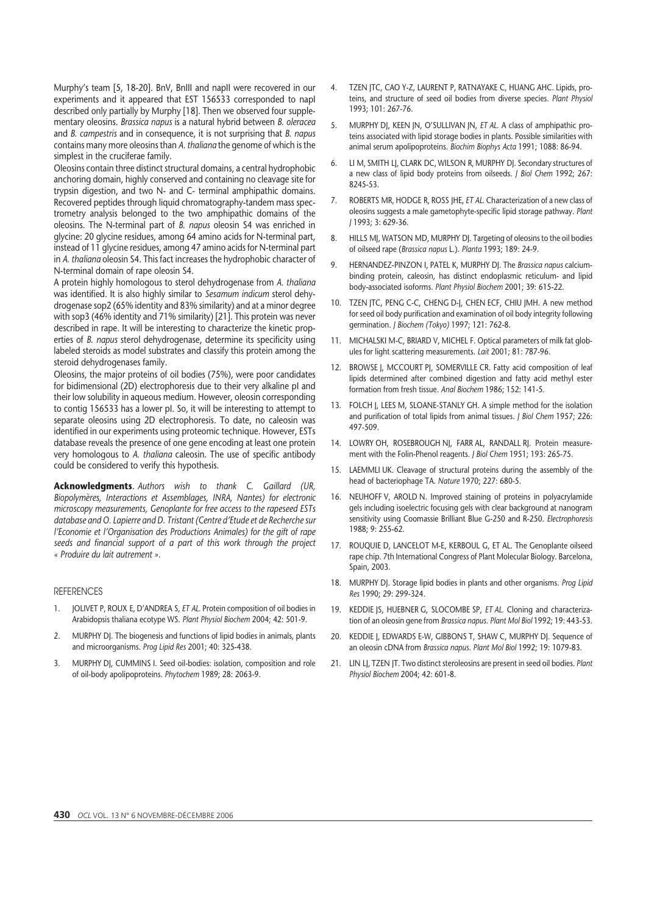Murphy's team [5, 18-20]. BnV, BnIII and napII were recovered in our experiments and it appeared that EST 156533 corresponded to napI described only partially by Murphy [18]. Then we observed four supplementary oleosins. *Brassica napus* is a natural hybrid between *B. oleracea* and *B. campestris* and in consequence, it is not surprising that *B. napus* contains many more oleosins than *A. thaliana* the genome of which is the simplest in the cruciferae family.

Oleosins contain three distinct structural domains, a central hydrophobic anchoring domain, highly conserved and containing no cleavage site for trypsin digestion, and two N- and C- terminal amphipathic domains. Recovered peptides through liquid chromatography-tandem mass spectrometry analysis belonged to the two amphipathic domains of the oleosins. The N-terminal part of *B. napus* oleosin S4 was enriched in glycine: 20 glycine residues, among 64 amino acids for N-terminal part, instead of 11 glycine residues, among 47 amino acids for N-terminal part in *A. thaliana* oleosin S4. This fact increases the hydrophobic character of N-terminal domain of rape oleosin S4.

A protein highly homologous to sterol dehydrogenase from *A. thaliana* was identified. It is also highly similar to *Sesamum indicum* sterol dehydrogenase sop2 (65% identity and 83% similarity) and at a minor degree with sop3 (46% identity and 71% similarity) [21]. This protein was never described in rape. It will be interesting to characterize the kinetic properties of *B. napus* sterol dehydrogenase, determine its specificity using labeled steroids as model substrates and classify this protein among the steroid dehydrogenases family.

Oleosins, the major proteins of oil bodies (75%), were poor candidates for bidimensional (2D) electrophoresis due to their very alkaline pI and their low solubility in aqueous medium. However, oleosin corresponding to contig 156533 has a lower pI. So, it will be interesting to attempt to separate oleosins using 2D electrophoresis. To date, no caleosin was identified in our experiments using proteomic technique. However, ESTs database reveals the presence of one gene encoding at least one protein very homologous to *A. thaliana* caleosin. The use of specific antibody could be considered to verify this hypothesis.

**Acknowledgments**. *Authors wish to thank C. Gaillard (UR, Biopolymères, Interactions et Assemblages, INRA, Nantes) for electronic microscopy measurements, Genoplante for free access to the rapeseed ESTs database and O. Lapierre and D. Tristant (Centre d'Etude et de Recherche sur l'Economie et l'Organisation des Productions Animales) for the gift of rape seeds and financial support of a part of this work through the project « Produire du lait autrement ».*

## REFERENCES

1. JOLIVET P, ROUX E, D'ANDREA S, *ET AL.* Protein composition of oil bodies in Arabidopsis thaliana ecotype WS. *Plant Physiol Biochem* 2004; 42: 501-9.
2. MURPHY DJ. The biogenesis and functions of lipid bodies in animals, plants and microorganisms. *Prog Lipid Res* 2001; 40: 325-438.
3. MURPHY DJ, CUMMINS I. Seed oil-bodies: isolation, composition and role of oil-body apolipoproteins. *Phytochem* 1989; 28: 2063-9.
4. TZEN JTC, CAO Y-Z, LAURENT P, RATNAYAKE C, HUANG AHC. Lipids, proteins, and structure of seed oil bodies from diverse species. *Plant Physiol* 1993; 101: 267-76.
5. MURPHY DJ, KEEN JN, O'SULLIVAN JN, *ET AL.* A class of amphipathic proteins associated with lipid storage bodies in plants. Possible similarities with animal serum apolipoproteins. *Biochim Biophys Acta* 1991; 1088: 86-94.
6. LI M, SMITH LJ, CLARK DC, WILSON R, MURPHY DJ. Secondary structures of a new class of lipid body proteins from oilseeds. *J Biol Chem* 1992; 267: 8245-53.
7. ROBERTS MR, HODGE R, ROSS JHE, *ET AL.* Characterization of a new class of oleosins suggests a male gametophyte-specific lipid storage pathway. *Plant J* 1993; 3: 629-36.
8. HILLS MJ, WATSON MD, MURPHY DJ. Targeting of oleosins to the oil bodies of oilseed rape (*Brassica napus* L.). *Planta* 1993; 189: 24-9.
9. HERNANDEZ-PINZON I, PATEL K, MURPHY DJ. The *Brassica napus* calcium-binding protein, caleosin, has distinct endoplasmic reticulum- and lipid body-associated isoforms. *Plant Physiol Biochem* 2001; 39: 615-22.
10. TZEN JTC, PENG C-C, CHENG D-J, CHEN ECF, CHIU JMH. A new method for seed oil body purification and examination of oil body integrity following germination. *J Biochem (Tokyo)* 1997; 121: 762-8.
11. MICHALSKI M-C, BRIARD V, MICHEL F. Optical parameters of milk fat globules for light scattering measurements. *Lait* 2001; 81: 787-96.
12. BROWSE J, MCCOURT PJ, SOMERVILLE CR. Fatty acid composition of leaf lipids determined after combined digestion and fatty acid methyl ester formation from fresh tissue. *Anal Biochem* 1986; 152: 141-5.
13. FOLCH J, LEES M, SLOANE-STANLY GH. A simple method for the isolation and purification of total lipids from animal tissues. *J Biol Chem* 1957; 226: 497-509.
14. LOWRY OH, ROSEBROUGH NJ, FARR AL, RANDALL RJ. Protein measurement with the Folin-Phenol reagents. *J Biol Chem* 1951; 193: 265-75.
15. LAEMMLI UK. Cleavage of structural proteins during the assembly of the head of bacteriophage TA. *Nature* 1970; 227: 680-5.
16. NEUHOFF V, AROLD N. Improved staining of proteins in polyacrylamide gels including isoelectric focusing gels with clear background at nanogram sensitivity using Coomassie Brilliant Blue G-250 and R-250. *Electrophoresis* 1988; 9: 255-62.
17. ROUQUIE D, LANCELOT M-E, KERBOUL G, ET AL. The Genoplante oilseed rape chip. 7th International Congress of Plant Molecular Biology. Barcelona, Spain, 2003.
18. MURPHY DJ. Storage lipid bodies in plants and other organisms. *Prog Lipid Res* 1990; 29: 299-324.
19. KEDDIE JS, HUEBNER G, SLOCOMBE SP, *ET AL.* Cloning and characterization of an oleosin gene from *Brassica napus*. *Plant Mol Biol* 1992; 19: 443-53.
20. KEDDIE J, EDWARDS E-W, GIBBONS T, SHAW C, MURPHY DJ. Sequence of an oleosin cDNA from *Brassica napus*. *Plant Mol Biol* 1992; 19: 1079-83.
21. LIN LJ, TZEN JT. Two distinct steroleosins are present in seed oil bodies. *Plant Physiol Biochem* 2004; 42: 601-8.